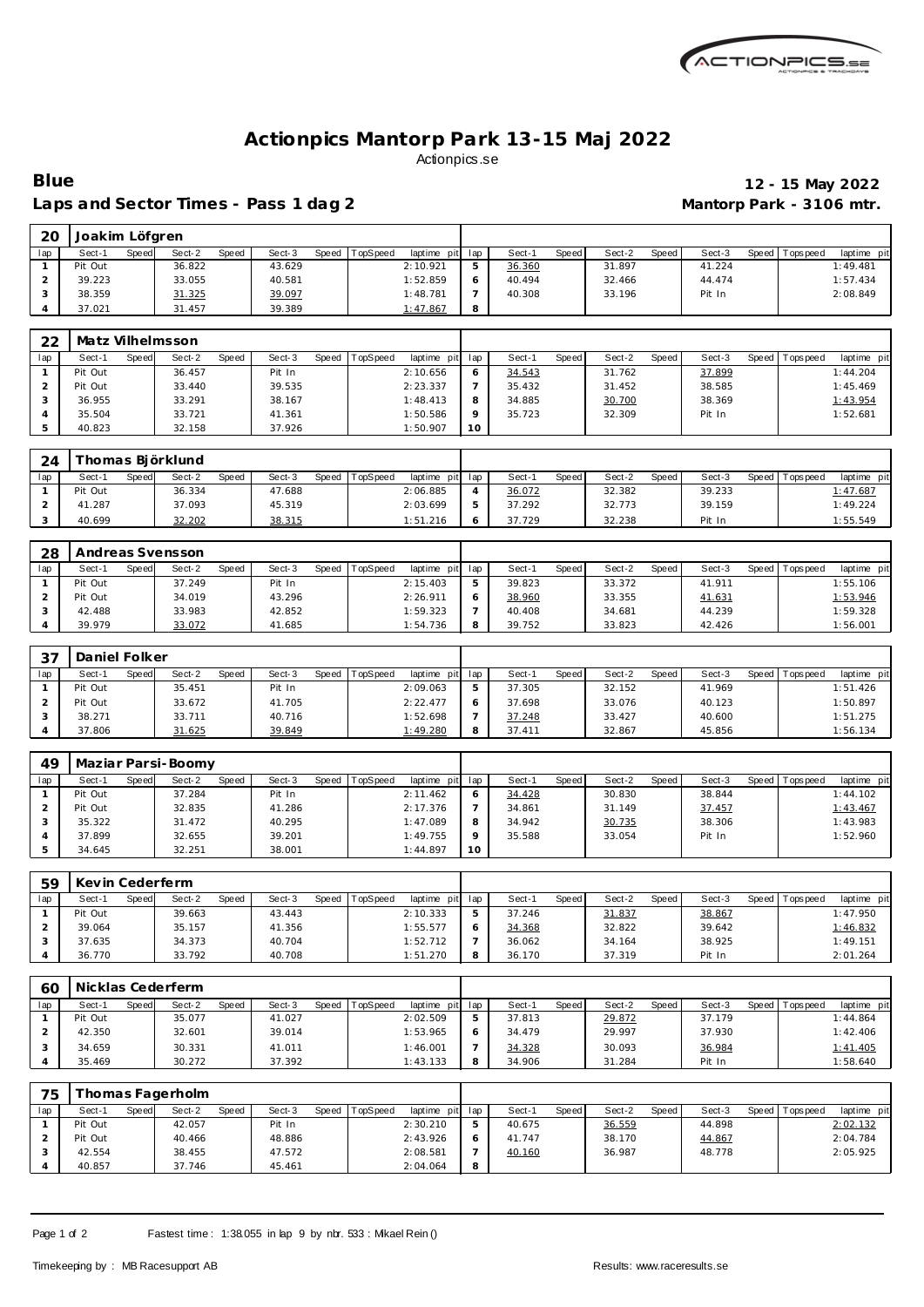# Actionpics Mantorp Park 13-15 Maj 2022

Actionpics.se

**Blue** **12 - 15 May 2022**

**Laps and Sector Times - Pass 1 dag 2** **Mantorp Park - 3106 mtr.**

**20 Joakim Löfgren**

| lap | Sect-1 | Speed | Sect-2 | Speed | Sect-3 | Speed | TopSpeed | laptime pit | lap | Sect-1 | Speed | Sect-2 | Speed | Sect-3 | Speed | Topspeed | laptime pit |
|---|---|---|---|---|---|---|---|---|---|---|---|---|---|---|---|---|---|
| 1 | Pit Out | | 36.822 | | 43.629 | | | 2:10.921 | 5 | 36.360 | | 31.897 | | 41.224 | | | 1:49.481 |
| 2 | 39.223 | | 33.055 | | 40.581 | | | 1:52.859 | 6 | 40.494 | | 32.466 | | 44.474 | | | 1:57.434 |
| 3 | 38.359 | | 31.325 | | 39.097 | | | 1:48.781 | 7 | 40.308 | | 33.196 | | Pit In | | | 2:08.849 |
| 4 | 37.021 | | 31.457 | | 39.389 | | | 1:47.867 | 8 | | | | | | | | |

**22 Matz Vilhelmsson**

| lap | Sect-1 | Speed | Sect-2 | Speed | Sect-3 | Speed | TopSpeed | laptime pit | lap | Sect-1 | Speed | Sect-2 | Speed | Sect-3 | Speed | Topspeed | laptime pit |
|---|---|---|---|---|---|---|---|---|---|---|---|---|---|---|---|---|---|
| 1 | Pit Out | | 36.457 | | Pit In | | | 2:10.656 | 6 | 34.543 | | 31.762 | | 37.899 | | | 1:44.204 |
| 2 | Pit Out | | 33.440 | | 39.535 | | | 2:23.337 | 7 | 35.432 | | 31.452 | | 38.585 | | | 1:45.469 |
| 3 | 36.955 | | 33.291 | | 38.167 | | | 1:48.413 | 8 | 34.885 | | 30.700 | | 38.369 | | | 1:43.954 |
| 4 | 35.504 | | 33.721 | | 41.361 | | | 1:50.586 | 9 | 35.723 | | 32.309 | | Pit In | | | 1:52.681 |
| 5 | 40.823 | | 32.158 | | 37.926 | | | 1:50.907 | 10 | | | | | | | | |

**24 Thomas Björklund**

| lap | Sect-1 | Speed | Sect-2 | Speed | Sect-3 | Speed | TopSpeed | laptime pit | lap | Sect-1 | Speed | Sect-2 | Speed | Sect-3 | Speed | Topspeed | laptime pit |
|---|---|---|---|---|---|---|---|---|---|---|---|---|---|---|---|---|---|
| 1 | Pit Out | | 36.334 | | 47.688 | | | 2:06.885 | 4 | 36.072 | | 32.382 | | 39.233 | | | 1:47.687 |
| 2 | 41.287 | | 37.093 | | 45.319 | | | 2:03.699 | 5 | 37.292 | | 32.773 | | 39.159 | | | 1:49.224 |
| 3 | 40.699 | | 32.202 | | 38.315 | | | 1:51.216 | 6 | 37.729 | | 32.238 | | Pit In | | | 1:55.549 |

**28 Andreas Svensson**

| lap | Sect-1 | Speed | Sect-2 | Speed | Sect-3 | Speed | TopSpeed | laptime pit | lap | Sect-1 | Speed | Sect-2 | Speed | Sect-3 | Speed | Topspeed | laptime pit |
|---|---|---|---|---|---|---|---|---|---|---|---|---|---|---|---|---|---|
| 1 | Pit Out | | 37.249 | | Pit In | | | 2:15.403 | 5 | 39.823 | | 33.372 | | 41.911 | | | 1:55.106 |
| 2 | Pit Out | | 34.019 | | 43.296 | | | 2:26.911 | 6 | 38.960 | | 33.355 | | 41.631 | | | 1:53.946 |
| 3 | 42.488 | | 33.983 | | 42.852 | | | 1:59.323 | 7 | 40.408 | | 34.681 | | 44.239 | | | 1:59.328 |
| 4 | 39.979 | | 33.072 | | 41.685 | | | 1:54.736 | 8 | 39.752 | | 33.823 | | 42.426 | | | 1:56.001 |

**37 Daniel Folker**

| lap | Sect-1 | Speed | Sect-2 | Speed | Sect-3 | Speed | TopSpeed | laptime pit | lap | Sect-1 | Speed | Sect-2 | Speed | Sect-3 | Speed | Topspeed | laptime pit |
|---|---|---|---|---|---|---|---|---|---|---|---|---|---|---|---|---|---|
| 1 | Pit Out | | 35.451 | | Pit In | | | 2:09.063 | 5 | 37.305 | | 32.152 | | 41.969 | | | 1:51.426 |
| 2 | Pit Out | | 33.672 | | 41.705 | | | 2:22.477 | 6 | 37.698 | | 33.076 | | 40.123 | | | 1:50.897 |
| 3 | 38.271 | | 33.711 | | 40.716 | | | 1:52.698 | 7 | 37.248 | | 33.427 | | 40.600 | | | 1:51.275 |
| 4 | 37.806 | | 31.625 | | 39.849 | | | 1:49.280 | 8 | 37.411 | | 32.867 | | 45.856 | | | 1:56.134 |

**49 Maziar Parsi-Boomy**

| lap | Sect-1 | Speed | Sect-2 | Speed | Sect-3 | Speed | TopSpeed | laptime pit | lap | Sect-1 | Speed | Sect-2 | Speed | Sect-3 | Speed | Topspeed | laptime pit |
|---|---|---|---|---|---|---|---|---|---|---|---|---|---|---|---|---|---|
| 1 | Pit Out | | 37.284 | | Pit In | | | 2:11.462 | 6 | 34.428 | | 30.830 | | 38.844 | | | 1:44.102 |
| 2 | Pit Out | | 32.835 | | 41.286 | | | 2:17.376 | 7 | 34.861 | | 31.149 | | 37.457 | | | 1:43.467 |
| 3 | 35.322 | | 31.472 | | 40.295 | | | 1:47.089 | 8 | 34.942 | | 30.735 | | 38.306 | | | 1:43.983 |
| 4 | 37.899 | | 32.655 | | 39.201 | | | 1:49.755 | 9 | 35.588 | | 33.054 | | Pit In | | | 1:52.960 |
| 5 | 34.645 | | 32.251 | | 38.001 | | | 1:44.897 | 10 | | | | | | | | |

**59 Kevin Cederferm**

| lap | Sect-1 | Speed | Sect-2 | Speed | Sect-3 | Speed | TopSpeed | laptime pit | lap | Sect-1 | Speed | Sect-2 | Speed | Sect-3 | Speed | Topspeed | laptime pit |
|---|---|---|---|---|---|---|---|---|---|---|---|---|---|---|---|---|---|
| 1 | Pit Out | | 39.663 | | 43.443 | | | 2:10.333 | 5 | 37.246 | | 31.837 | | 38.867 | | | 1:47.950 |
| 2 | 39.064 | | 35.157 | | 41.356 | | | 1:55.577 | 6 | 34.368 | | 32.822 | | 39.642 | | | 1:46.832 |
| 3 | 37.635 | | 34.373 | | 40.704 | | | 1:52.712 | 7 | 36.062 | | 34.164 | | 38.925 | | | 1:49.151 |
| 4 | 36.770 | | 33.792 | | 40.708 | | | 1:51.270 | 8 | 36.170 | | 37.319 | | Pit In | | | 2:01.264 |

**60 Nicklas Cederferm**

| lap | Sect-1 | Speed | Sect-2 | Speed | Sect-3 | Speed | TopSpeed | laptime pit | lap | Sect-1 | Speed | Sect-2 | Speed | Sect-3 | Speed | Topspeed | laptime pit |
|---|---|---|---|---|---|---|---|---|---|---|---|---|---|---|---|---|---|
| 1 | Pit Out | | 35.077 | | 41.027 | | | 2:02.509 | 5 | 37.813 | | 29.872 | | 37.179 | | | 1:44.864 |
| 2 | 42.350 | | 32.601 | | 39.014 | | | 1:53.965 | 6 | 34.479 | | 29.997 | | 37.930 | | | 1:42.406 |
| 3 | 34.659 | | 30.331 | | 41.011 | | | 1:46.001 | 7 | 34.328 | | 30.093 | | 36.984 | | | 1:41.405 |
| 4 | 35.469 | | 30.272 | | 37.392 | | | 1:43.133 | 8 | 34.906 | | 31.284 | | Pit In | | | 1:58.640 |

**75 Thomas Fagerholm**

| lap | Sect-1 | Speed | Sect-2 | Speed | Sect-3 | Speed | TopSpeed | laptime pit | lap | Sect-1 | Speed | Sect-2 | Speed | Sect-3 | Speed | Topspeed | laptime pit |
|---|---|---|---|---|---|---|---|---|---|---|---|---|---|---|---|---|---|
| 1 | Pit Out | | 42.057 | | Pit In | | | 2:30.210 | 5 | 40.675 | | 36.559 | | 44.898 | | | 2:02.132 |
| 2 | Pit Out | | 40.466 | | 48.886 | | | 2:43.926 | 6 | 41.747 | | 38.170 | | 44.867 | | | 2:04.784 |
| 3 | 42.554 | | 38.455 | | 47.572 | | | 2:08.581 | 7 | 40.160 | | 36.987 | | 48.778 | | | 2:05.925 |
| 4 | 40.857 | | 37.746 | | 45.461 | | | 2:04.064 | 8 | | | | | | | | |

Fastest time : 1:38.055 in lap 9 by nbr. 533 : Mikael Rein ()

Timekeeping by : MB Racesupport AB

Results: www.raceresults.se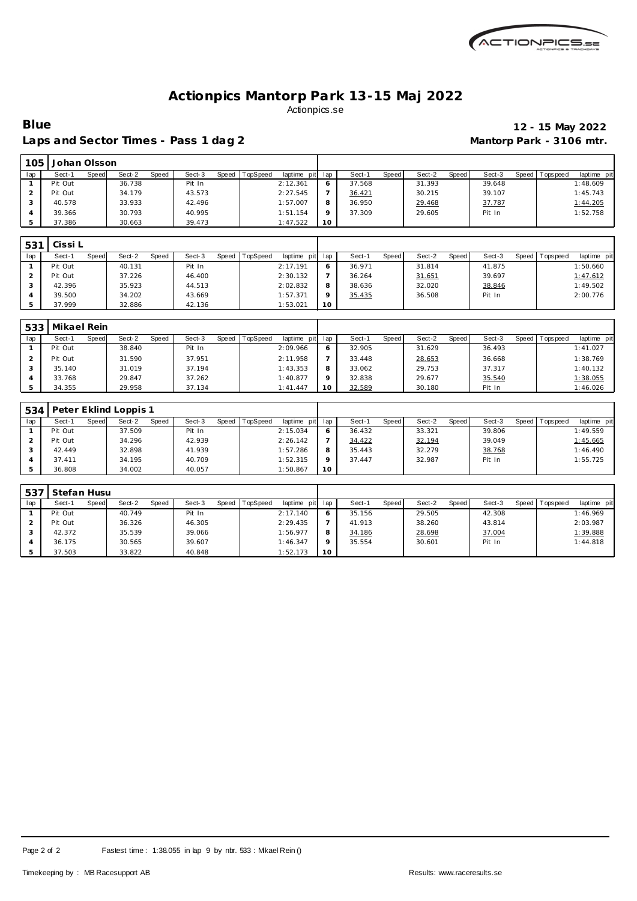# Actionpics Mantorp Park 13-15 Maj 2022

Actionpics.se

**Blue**

**12 - 15 May 2022**

**Laps and Sector Times - Pass 1 dag 2**

**Mantorp Park - 3106 mtr.**

| 105 | Johan Olsson | | | | | | | | | | | | | | | | |
|---|---|---|---|---|---|---|---|---|---|---|---|---|---|---|---|---|---|
| lap | Sect-1 | Speed | Sect-2 | Speed | Sect-3 | Speed | TopSpeed | laptime pit | lap | Sect-1 | Speed | Sect-2 | Speed | Sect-3 | Speed | Topspeed | laptime pit |
| 1 | Pit Out | | 36.738 | | Pit In | | | 2:12.361 | 6 | 37.568 | | 31.393 | | 39.648 | | | 1:48.609 |
| 2 | Pit Out | | 34.179 | | 43.573 | | | 2:27.545 | 7 | 36.421 | | 30.215 | | 39.107 | | | 1:45.743 |
| 3 | 40.578 | | 33.933 | | 42.496 | | | 1:57.007 | 8 | 36.950 | | 29.468 | | 37.787 | | | 1:44.205 |
| 4 | 39.366 | | 30.793 | | 40.995 | | | 1:51.154 | 9 | 37.309 | | 29.605 | | Pit In | | | 1:52.758 |
| 5 | 37.386 | | 30.663 | | 39.473 | | | 1:47.522 | 10 | | | | | | | | |

| 531 | Cissi L | | | | | | | | | | | | | | | | |
|---|---|---|---|---|---|---|---|---|---|---|---|---|---|---|---|---|---|
| lap | Sect-1 | Speed | Sect-2 | Speed | Sect-3 | Speed | TopSpeed | laptime pit | lap | Sect-1 | Speed | Sect-2 | Speed | Sect-3 | Speed | Topspeed | laptime pit |
| 1 | Pit Out | | 40.131 | | Pit In | | | 2:17.191 | 6 | 36.971 | | 31.814 | | 41.875 | | | 1:50.660 |
| 2 | Pit Out | | 37.226 | | 46.400 | | | 2:30.132 | 7 | 36.264 | | 31.651 | | 39.697 | | | 1:47.612 |
| 3 | 42.396 | | 35.923 | | 44.513 | | | 2:02.832 | 8 | 38.636 | | 32.020 | | 38.846 | | | 1:49.502 |
| 4 | 39.500 | | 34.202 | | 43.669 | | | 1:57.371 | 9 | 35.435 | | 36.508 | | Pit In | | | 2:00.776 |
| 5 | 37.999 | | 32.886 | | 42.136 | | | 1:53.021 | 10 | | | | | | | | |

| 533 | Mikael Rein | | | | | | | | | | | | | | | | |
|---|---|---|---|---|---|---|---|---|---|---|---|---|---|---|---|---|---|
| lap | Sect-1 | Speed | Sect-2 | Speed | Sect-3 | Speed | TopSpeed | laptime pit | lap | Sect-1 | Speed | Sect-2 | Speed | Sect-3 | Speed | Topspeed | laptime pit |
| 1 | Pit Out | | 38.840 | | Pit In | | | 2:09.966 | 6 | 32.905 | | 31.629 | | 36.493 | | | 1:41.027 |
| 2 | Pit Out | | 31.590 | | 37.951 | | | 2:11.958 | 7 | 33.448 | | 28.653 | | 36.668 | | | 1:38.769 |
| 3 | 35.140 | | 31.019 | | 37.194 | | | 1:43.353 | 8 | 33.062 | | 29.753 | | 37.317 | | | 1:40.132 |
| 4 | 33.768 | | 29.847 | | 37.262 | | | 1:40.877 | 9 | 32.838 | | 29.677 | | 35.540 | | | 1:38.055 |
| 5 | 34.355 | | 29.958 | | 37.134 | | | 1:41.447 | 10 | 32.589 | | 30.180 | | Pit In | | | 1:46.026 |

| 534 | Peter Eklind Loppis 1 | | | | | | | | | | | | | | | | |
|---|---|---|---|---|---|---|---|---|---|---|---|---|---|---|---|---|---|
| lap | Sect-1 | Speed | Sect-2 | Speed | Sect-3 | Speed | TopSpeed | laptime pit | lap | Sect-1 | Speed | Sect-2 | Speed | Sect-3 | Speed | Topspeed | laptime pit |
| 1 | Pit Out | | 37.509 | | Pit In | | | 2:15.034 | 6 | 36.432 | | 33.321 | | 39.806 | | | 1:49.559 |
| 2 | Pit Out | | 34.296 | | 42.939 | | | 2:26.142 | 7 | 34.422 | | 32.194 | | 39.049 | | | 1:45.665 |
| 3 | 42.449 | | 32.898 | | 41.939 | | | 1:57.286 | 8 | 35.443 | | 32.279 | | 38.768 | | | 1:46.490 |
| 4 | 37.411 | | 34.195 | | 40.709 | | | 1:52.315 | 9 | 37.447 | | 32.987 | | Pit In | | | 1:55.725 |
| 5 | 36.808 | | 34.002 | | 40.057 | | | 1:50.867 | 10 | | | | | | | | |

| 537 | Stefan Husu | | | | | | | | | | | | | | | | |
|---|---|---|---|---|---|---|---|---|---|---|---|---|---|---|---|---|---|
| lap | Sect-1 | Speed | Sect-2 | Speed | Sect-3 | Speed | TopSpeed | laptime pit | lap | Sect-1 | Speed | Sect-2 | Speed | Sect-3 | Speed | Topspeed | laptime pit |
| 1 | Pit Out | | 40.749 | | Pit In | | | 2:17.140 | 6 | 35.156 | | 29.505 | | 42.308 | | | 1:46.969 |
| 2 | Pit Out | | 36.326 | | 46.305 | | | 2:29.435 | 7 | 41.913 | | 38.260 | | 43.814 | | | 2:03.987 |
| 3 | 42.372 | | 35.539 | | 39.066 | | | 1:56.977 | 8 | 34.186 | | 28.698 | | 37.004 | | | 1:39.888 |
| 4 | 36.175 | | 30.565 | | 39.607 | | | 1:46.347 | 9 | 35.554 | | 30.601 | | Pit In | | | 1:44.818 |
| 5 | 37.503 | | 33.822 | | 40.848 | | | 1:52.173 | 10 | | | | | | | | |

Fastest time : 1:38.055 in lap 9 by nbr. 533 : Mikael Rein ()

Timekeeping by : MB Racesupport AB

Results: www.raceresults.se